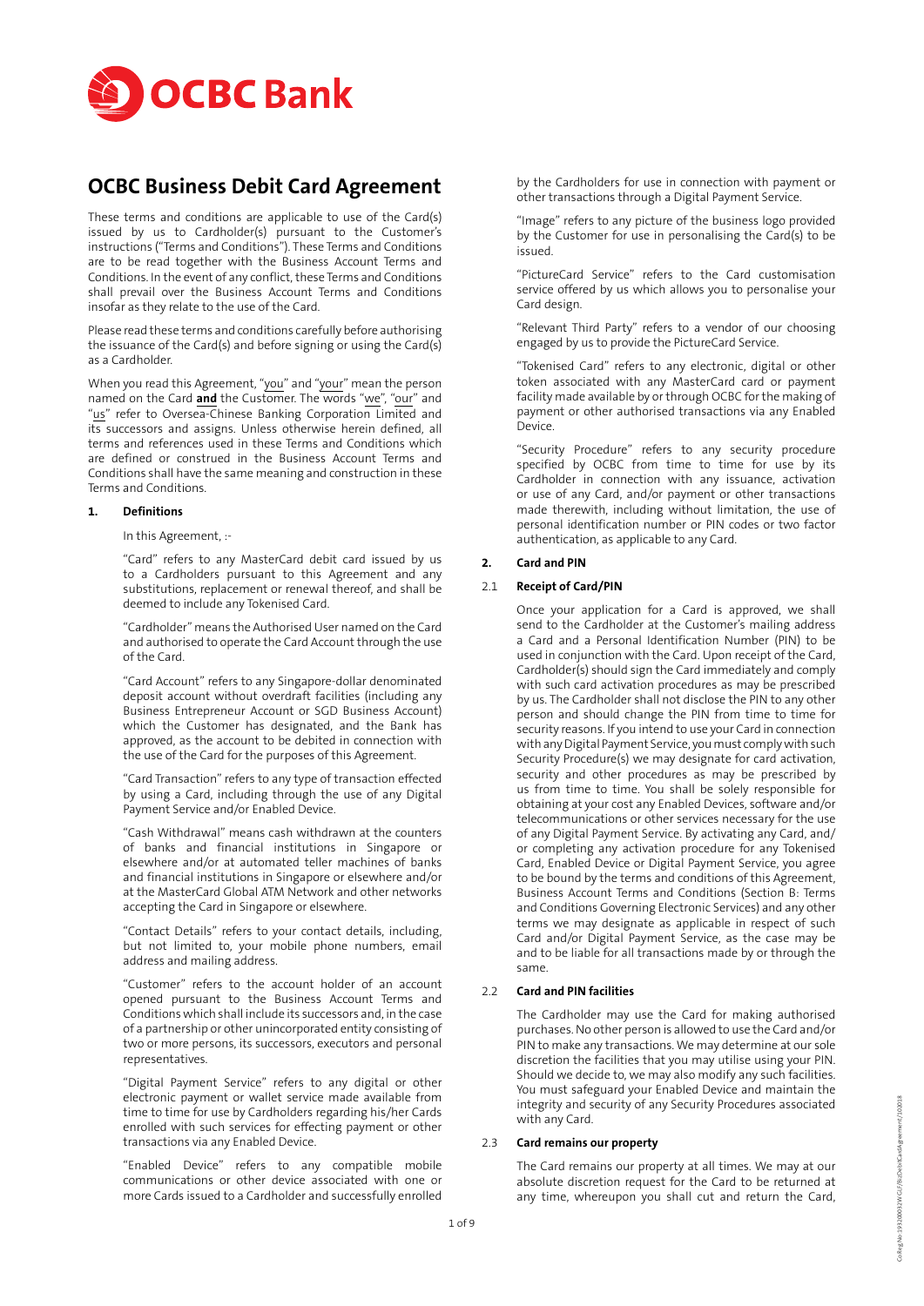# OCBC Business Debit Card Agreement

These terms and conditions are applicable to use of the Card(s) issued by us to Cardholder(s) pursuant to the Customer's instructions ("Terms and Conditions"). These Terms and Conditions are to be read together with the Business Account Terms and Conditions. In the event of any conflict, these Terms and Conditions shall prevail over the Business Account Terms and Conditions insofar as they relate to the use of the Card.

Please read these terms and conditions carefully before authorising the issuance of the Card(s) and before signing or using the Card(s) as a Cardholder.

When you read this Agreement, "you" and "your" mean the person named on the Card **and** the Customer. The words "we", "our" and "us" refer to Oversea-Chinese Banking Corporation Limited and its successors and assigns. Unless otherwise herein defined, all terms and references used in these Terms and Conditions which are defined or construed in the Business Account Terms and Conditions shall have the same meaning and construction in these Terms and Conditions.

## 1. Definitions

In this Agreement, :-

"Card" refers to any MasterCard debit card issued by us to a Cardholders pursuant to this Agreement and any substitutions, replacement or renewal thereof, and shall be deemed to include any Tokenised Card.

"Cardholder" means the Authorised User named on the Card and authorised to operate the Card Account through the use of the Card.

"Card Account" refers to any Singapore-dollar denominated deposit account without overdraft facilities (including any Business Entrepreneur Account or SGD Business Account) which the Customer has designated, and the Bank has approved, as the account to be debited in connection with the use of the Card for the purposes of this Agreement.

"Card Transaction" refers to any type of transaction effected by using a Card, including through the use of any Digital Payment Service and/or Enabled Device.

"Cash Withdrawal" means cash withdrawn at the counters of banks and financial institutions in Singapore or elsewhere and/or at automated teller machines of banks and financial institutions in Singapore or elsewhere and/or at the MasterCard Global ATM Network and other networks accepting the Card in Singapore or elsewhere.

"Contact Details" refers to your contact details, including, but not limited to, your mobile phone numbers, email address and mailing address.

"Customer" refers to the account holder of an account opened pursuant to the Business Account Terms and Conditions which shall include its successors and, in the case of a partnership or other unincorporated entity consisting of two or more persons, its successors, executors and personal representatives.

"Digital Payment Service" refers to any digital or other electronic payment or wallet service made available from time to time for use by Cardholders regarding his/her Cards enrolled with such services for effecting payment or other transactions via any Enabled Device.

"Enabled Device" refers to any compatible mobile communications or other device associated with one or more Cards issued to a Cardholder and successfully enrolled by the Cardholders for use in connection with payment or other transactions through a Digital Payment Service.

"Image" refers to any picture of the business logo provided by the Customer for use in personalising the Card(s) to be issued.

"PictureCard Service" refers to the Card customisation service offered by us which allows you to personalise your Card design.

"Relevant Third Party" refers to a vendor of our choosing engaged by us to provide the PictureCard Service.

"Tokenised Card" refers to any electronic, digital or other token associated with any MasterCard card or payment facility made available by or through OCBC for the making of payment or other authorised transactions via any Enabled Device.

"Security Procedure" refers to any security procedure specified by OCBC from time to time for use by its Cardholder in connection with any issuance, activation or use of any Card, and/or payment or other transactions made therewith, including without limitation, the use of personal identification number or PIN codes or two factor authentication, as applicable to any Card.

## 2. Card and PIN

### 2.1 Receipt of Card/PIN

Once your application for a Card is approved, we shall send to the Cardholder at the Customer's mailing address a Card and a Personal Identification Number (PIN) to be used in conjunction with the Card. Upon receipt of the Card, Cardholder(s) should sign the Card immediately and comply with such card activation procedures as may be prescribed by us. The Cardholder shall not disclose the PIN to any other person and should change the PIN from time to time for security reasons. If you intend to use your Card in connection with any Digital Payment Service, you must comply with such Security Procedure(s) we may designate for card activation, security and other procedures as may be prescribed by us from time to time. You shall be solely responsible for obtaining at your cost any Enabled Devices, software and/or telecommunications or other services necessary for the use of any Digital Payment Service. By activating any Card, and/or completing any activation procedure for any Tokenised Card, Enabled Device or Digital Payment Service, you agree to be bound by the terms and conditions of this Agreement, Business Account Terms and Conditions (Section B: Terms and Conditions Governing Electronic Services) and any other terms we may designate as applicable in respect of such Card and/or Digital Payment Service, as the case may be and to be liable for all transactions made by or through the same.

### 2.2 Card and PIN facilities

The Cardholder may use the Card for making authorised purchases. No other person is allowed to use the Card and/or PIN to make any transactions. We may determine at our sole discretion the facilities that you may utilise using your PIN. Should we decide to, we may also modify any such facilities. You must safeguard your Enabled Device and maintain the integrity and security of any Security Procedures associated with any Card.

### 2.3 Card remains our property

The Card remains our property at all times. We may at our absolute discretion request for the Card to be returned at any time, whereupon you shall cut and return the Card,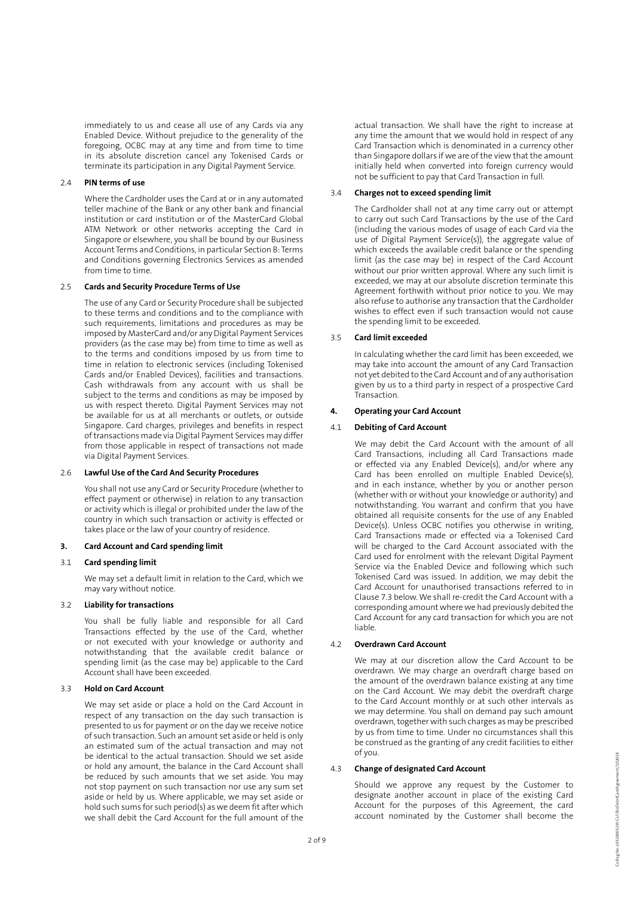immediately to us and cease all use of any Cards via any Enabled Device. Without prejudice to the generality of the foregoing, OCBC may at any time and from time to time in its absolute discretion cancel any Tokenised Cards or terminate its participation in any Digital Payment Service.

### 2.4 PIN terms of use

Where the Cardholder uses the Card at or in any automated teller machine of the Bank or any other bank and financial institution or card institution or of the MasterCard Global ATM Network or other networks accepting the Card in Singapore or elsewhere, you shall be bound by our Business Account Terms and Conditions, in particular Section B: Terms and Conditions governing Electronics Services as amended from time to time.

### 2.5 Cards and Security Procedure Terms of Use

The use of any Card or Security Procedure shall be subjected to these terms and conditions and to the compliance with such requirements, limitations and procedures as may be imposed by MasterCard and/or any Digital Payment Services providers (as the case may be) from time to time as well as to the terms and conditions imposed by us from time to time in relation to electronic services (including Tokenised Cards and/or Enabled Devices), facilities and transactions. Cash withdrawals from any account with us shall be subject to the terms and conditions as may be imposed by us with respect thereto. Digital Payment Services may not be available for us at all merchants or outlets, or outside Singapore. Card charges, privileges and benefits in respect of transactions made via Digital Payment Services may differ from those applicable in respect of transactions not made via Digital Payment Services.

### 2.6 Lawful Use of the Card And Security Procedures

You shall not use any Card or Security Procedure (whether to effect payment or otherwise) in relation to any transaction or activity which is illegal or prohibited under the law of the country in which such transaction or activity is effected or takes place or the law of your country of residence.

## 3. Card Account and Card spending limit

### 3.1 Card spending limit

We may set a default limit in relation to the Card, which we may vary without notice.

### 3.2 Liability for transactions

You shall be fully liable and responsible for all Card Transactions effected by the use of the Card, whether or not executed with your knowledge or authority and notwithstanding that the available credit balance or spending limit (as the case may be) applicable to the Card Account shall have been exceeded.

### 3.3 Hold on Card Account

We may set aside or place a hold on the Card Account in respect of any transaction on the day such transaction is presented to us for payment or on the day we receive notice of such transaction. Such an amount set aside or held is only an estimated sum of the actual transaction and may not be identical to the actual transaction. Should we set aside or hold any amount, the balance in the Card Account shall be reduced by such amounts that we set aside. You may not stop payment on such transaction nor use any sum set aside or held by us. Where applicable, we may set aside or hold such sums for such period(s) as we deem fit after which we shall debit the Card Account for the full amount of the actual transaction. We shall have the right to increase at any time the amount that we would hold in respect of any Card Transaction which is denominated in a currency other than Singapore dollars if we are of the view that the amount initially held when converted into foreign currency would not be sufficient to pay that Card Transaction in full.

### 3.4 Charges not to exceed spending limit

The Cardholder shall not at any time carry out or attempt to carry out such Card Transactions by the use of the Card (including the various modes of usage of each Card via the use of Digital Payment Service(s)), the aggregate value of which exceeds the available credit balance or the spending limit (as the case may be) in respect of the Card Account without our prior written approval. Where any such limit is exceeded, we may at our absolute discretion terminate this Agreement forthwith without prior notice to you. We may also refuse to authorise any transaction that the Cardholder wishes to effect even if such transaction would not cause the spending limit to be exceeded.

### 3.5 Card limit exceeded

In calculating whether the card limit has been exceeded, we may take into account the amount of any Card Transaction not yet debited to the Card Account and of any authorisation given by us to a third party in respect of a prospective Card Transaction.

## 4. Operating your Card Account

### 4.1 Debiting of Card Account

We may debit the Card Account with the amount of all Card Transactions, including all Card Transactions made or effected via any Enabled Device(s), and/or where any Card has been enrolled on multiple Enabled Device(s), and in each instance, whether by you or another person (whether with or without your knowledge or authority) and notwithstanding. You warrant and confirm that you have obtained all requisite consents for the use of any Enabled Device(s). Unless OCBC notifies you otherwise in writing, Card Transactions made or effected via a Tokenised Card will be charged to the Card Account associated with the Card used for enrolment with the relevant Digital Payment Service via the Enabled Device and following which such Tokenised Card was issued. In addition, we may debit the Card Account for unauthorised transactions referred to in Clause 7.3 below. We shall re-credit the Card Account with a corresponding amount where we had previously debited the Card Account for any card transaction for which you are not liable.

### 4.2 Overdrawn Card Account

We may at our discretion allow the Card Account to be overdrawn. We may charge an overdraft charge based on the amount of the overdrawn balance existing at any time on the Card Account. We may debit the overdraft charge to the Card Account monthly or at such other intervals as we may determine. You shall on demand pay such amount overdrawn, together with such charges as may be prescribed by us from time to time. Under no circumstances shall this be construed as the granting of any credit facilities to either of you.

### 4.3 Change of designated Card Account

Should we approve any request by the Customer to designate another account in place of the existing Card Account for the purposes of this Agreement, the card account nominated by the Customer shall become the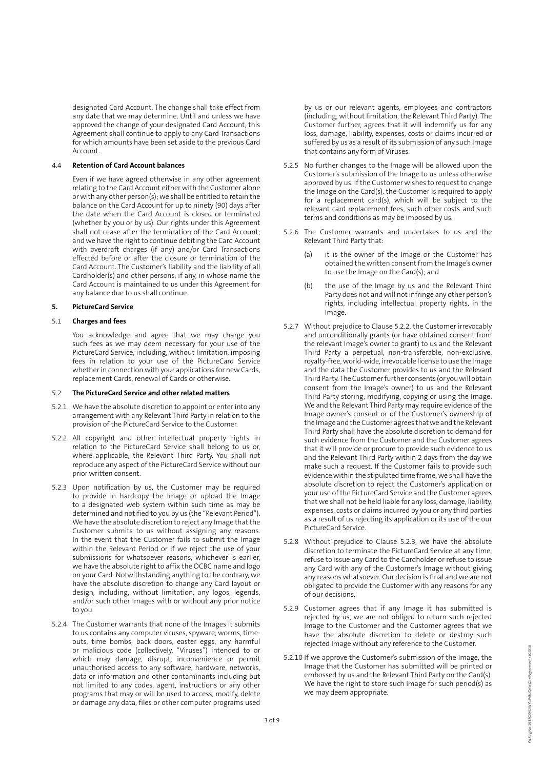designated Card Account. The change shall take effect from any date that we may determine. Until and unless we have approved the change of your designated Card Account, this Agreement shall continue to apply to any Card Transactions for which amounts have been set aside to the previous Card Account.

4.4 **Retention of Card Account balances**

Even if we have agreed otherwise in any other agreement relating to the Card Account either with the Customer alone or with any other person(s); we shall be entitled to retain the balance on the Card Account for up to ninety (90) days after the date when the Card Account is closed or terminated (whether by you or by us). Our rights under this Agreement shall not cease after the termination of the Card Account; and we have the right to continue debiting the Card Account with overdraft charges (if any) and/or Card Transactions effected before or after the closure or termination of the Card Account. The Customer's liability and the liability of all Cardholder(s) and other persons, if any, in whose name the Card Account is maintained to us under this Agreement for any balance due to us shall continue.

## 5. PictureCard Service

5.1 **Charges and fees**

You acknowledge and agree that we may charge you such fees as we may deem necessary for your use of the PictureCard Service, including, without limitation, imposing fees in relation to your use of the PictureCard Service whether in connection with your applications for new Cards, replacement Cards, renewal of Cards or otherwise.

5.2 **The PictureCard Service and other related matters**

5.2.1 We have the absolute discretion to appoint or enter into any arrangement with any Relevant Third Party in relation to the provision of the PictureCard Service to the Customer.

5.2.2 All copyright and other intellectual property rights in relation to the PictureCard Service shall belong to us or, where applicable, the Relevant Third Party. You shall not reproduce any aspect of the PictureCard Service without our prior written consent.

5.2.3 Upon notification by us, the Customer may be required to provide in hardcopy the Image or upload the Image to a designated web system within such time as may be determined and notified to you by us (the "Relevant Period"). We have the absolute discretion to reject any Image that the Customer submits to us without assigning any reasons. In the event that the Customer fails to submit the Image within the Relevant Period or if we reject the use of your submissions for whatsoever reasons, whichever is earlier, we have the absolute right to affix the OCBC name and logo on your Card. Notwithstanding anything to the contrary, we have the absolute discretion to change any Card layout or design, including, without limitation, any logos, legends, and/or such other Images with or without any prior notice to you.

5.2.4 The Customer warrants that none of the Images it submits to us contains any computer viruses, spyware, worms, time-outs, time bombs, back doors, easter eggs, any harmful or malicious code (collectively, "Viruses") intended to or which may damage, disrupt, inconvenience or permit unauthorised access to any software, hardware, networks, data or information and other contaminants including but not limited to any codes, agent, instructions or any other programs that may or will be used to access, modify, delete or damage any data, files or other computer programs used by us or our relevant agents, employees and contractors (including, without limitation, the Relevant Third Party). The Customer further, agrees that it will indemnify us for any loss, damage, liability, expenses, costs or claims incurred or suffered by us as a result of its submission of any such Image that contains any form of Viruses.

5.2.5 No further changes to the Image will be allowed upon the Customer's submission of the Image to us unless otherwise approved by us. If the Customer wishes to request to change the Image on the Card(s), the Customer is required to apply for a replacement card(s), which will be subject to the relevant card replacement fees, such other costs and such terms and conditions as may be imposed by us.

5.2.6 The Customer warrants and undertakes to us and the Relevant Third Party that:

(a) it is the owner of the Image or the Customer has obtained the written consent from the Image's owner to use the Image on the Card(s); and

(b) the use of the Image by us and the Relevant Third Party does not and will not infringe any other person's rights, including intellectual property rights, in the Image.

5.2.7 Without prejudice to Clause 5.2.2, the Customer irrevocably and unconditionally grants (or have obtained consent from the relevant Image's owner to grant) to us and the Relevant Third Party a perpetual, non-transferable, non-exclusive, royalty-free, world-wide, irrevocable license to use the Image and the data the Customer provides to us and the Relevant Third Party. The Customer further consents (or you will obtain consent from the Image's owner) to us and the Relevant Third Party storing, modifying, copying or using the Image. We and the Relevant Third Party may require evidence of the Image owner's consent or of the Customer's ownership of the Image and the Customer agrees that we and the Relevant Third Party shall have the absolute discretion to demand for such evidence from the Customer and the Customer agrees that it will provide or procure to provide such evidence to us and the Relevant Third Party within 2 days from the day we make such a request. If the Customer fails to provide such evidence within the stipulated time frame, we shall have the absolute discretion to reject the Customer's application or your use of the PictureCard Service and the Customer agrees that we shall not be held liable for any loss, damage, liability, expenses, costs or claims incurred by you or any third parties as a result of us rejecting its application or its use of the our PictureCard Service.

5.2.8 Without prejudice to Clause 5.2.3, we have the absolute discretion to terminate the PictureCard Service at any time, refuse to issue any Card to the Cardholder or refuse to issue any Card with any of the Customer's Image without giving any reasons whatsoever. Our decision is final and we are not obligated to provide the Customer with any reasons for any of our decisions.

5.2.9 Customer agrees that if any Image it has submitted is rejected by us, we are not obliged to return such rejected Image to the Customer and the Customer agrees that we have the absolute discretion to delete or destroy such rejected Image without any reference to the Customer.

5.2.10 If we approve the Customer's submission of the Image, the Image that the Customer has submitted will be printed or embossed by us and the Relevant Third Party on the Card(s). We have the right to store such Image for such period(s) as we may deem appropriate.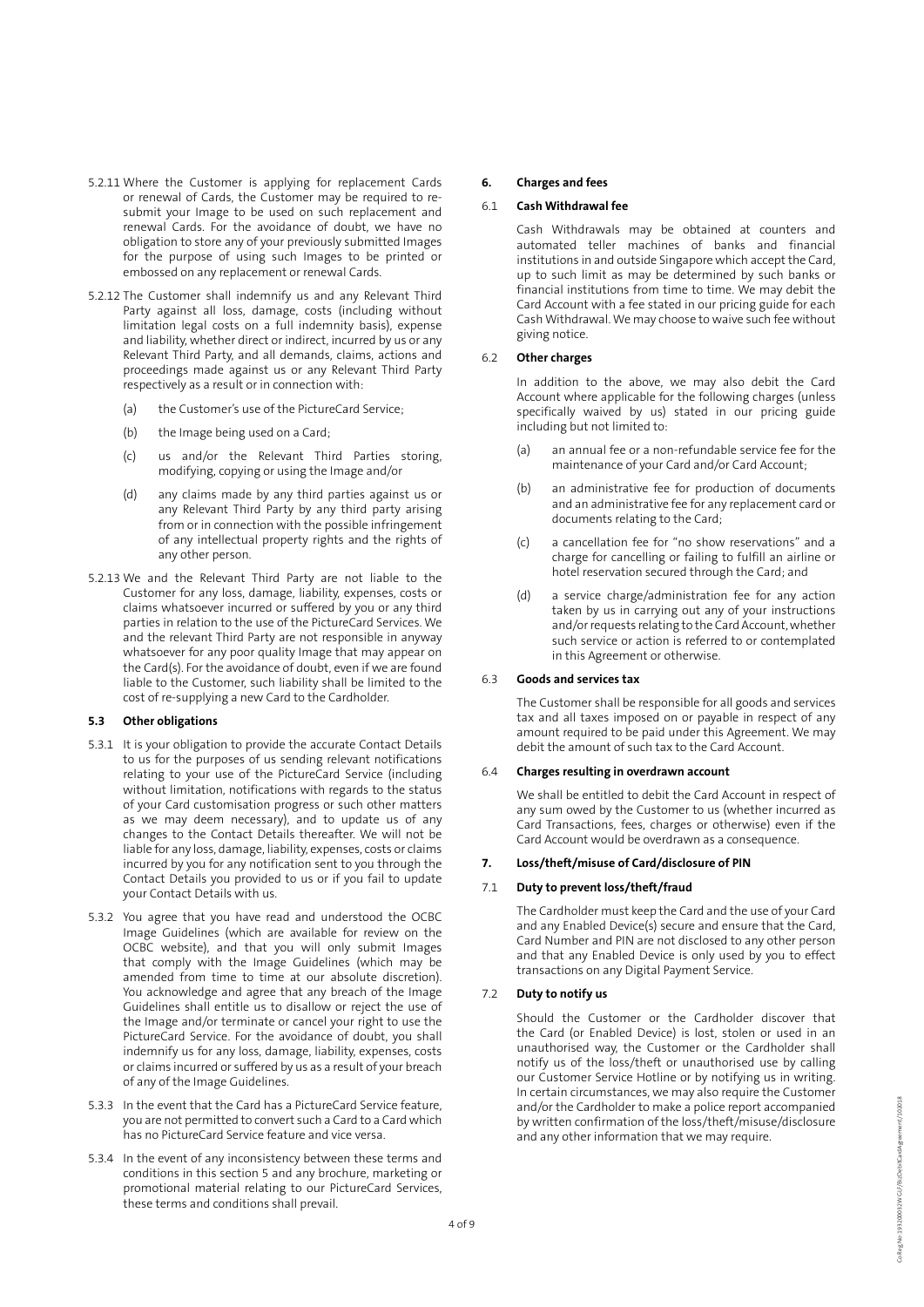5.2.11 Where the Customer is applying for replacement Cards or renewal of Cards, the Customer may be required to re-submit your Image to be used on such replacement and renewal Cards. For the avoidance of doubt, we have no obligation to store any of your previously submitted Images for the purpose of using such Images to be printed or embossed on any replacement or renewal Cards.

5.2.12 The Customer shall indemnify us and any Relevant Third Party against all loss, damage, costs (including without limitation legal costs on a full indemnity basis), expense and liability, whether direct or indirect, incurred by us or any Relevant Third Party, and all demands, claims, actions and proceedings made against us or any Relevant Third Party respectively as a result or in connection with:

(a) the Customer's use of the PictureCard Service;

(b) the Image being used on a Card;

(c) us and/or the Relevant Third Parties storing, modifying, copying or using the Image and/or

(d) any claims made by any third parties against us or any Relevant Third Party by any third party arising from or in connection with the possible infringement of any intellectual property rights and the rights of any other person.

5.2.13 We and the Relevant Third Party are not liable to the Customer for any loss, damage, liability, expenses, costs or claims whatsoever incurred or suffered by you or any third parties in relation to the use of the PictureCard Services. We and the relevant Third Party are not responsible in anyway whatsoever for any poor quality Image that may appear on the Card(s). For the avoidance of doubt, even if we are found liable to the Customer, such liability shall be limited to the cost of re-supplying a new Card to the Cardholder.

### 5.3 Other obligations

5.3.1 It is your obligation to provide the accurate Contact Details to us for the purposes of us sending relevant notifications relating to your use of the PictureCard Service (including without limitation, notifications with regards to the status of your Card customisation progress or such other matters as we may deem necessary), and to update us of any changes to the Contact Details thereafter. We will not be liable for any loss, damage, liability, expenses, costs or claims incurred by you for any notification sent to you through the Contact Details you provided to us or if you fail to update your Contact Details with us.

5.3.2 You agree that you have read and understood the OCBC Image Guidelines (which are available for review on the OCBC website), and that you will only submit Images that comply with the Image Guidelines (which may be amended from time to time at our absolute discretion). You acknowledge and agree that any breach of the Image Guidelines shall entitle us to disallow or reject the use of the Image and/or terminate or cancel your right to use the PictureCard Service. For the avoidance of doubt, you shall indemnify us for any loss, damage, liability, expenses, costs or claims incurred or suffered by us as a result of your breach of any of the Image Guidelines.

5.3.3 In the event that the Card has a PictureCard Service feature, you are not permitted to convert such a Card to a Card which has no PictureCard Service feature and vice versa.

5.3.4 In the event of any inconsistency between these terms and conditions in this section 5 and any brochure, marketing or promotional material relating to our PictureCard Services, these terms and conditions shall prevail.

## 6. Charges and fees

### 6.1 Cash Withdrawal fee

Cash Withdrawals may be obtained at counters and automated teller machines of banks and financial institutions in and outside Singapore which accept the Card, up to such limit as may be determined by such banks or financial institutions from time to time. We may debit the Card Account with a fee stated in our pricing guide for each Cash Withdrawal. We may choose to waive such fee without giving notice.

### 6.2 Other charges

In addition to the above, we may also debit the Card Account where applicable for the following charges (unless specifically waived by us) stated in our pricing guide including but not limited to:

(a) an annual fee or a non-refundable service fee for the maintenance of your Card and/or Card Account;

(b) an administrative fee for production of documents and an administrative fee for any replacement card or documents relating to the Card;

(c) a cancellation fee for "no show reservations" and a charge for cancelling or failing to fulfill an airline or hotel reservation secured through the Card; and

(d) a service charge/administration fee for any action taken by us in carrying out any of your instructions and/or requests relating to the Card Account, whether such service or action is referred to or contemplated in this Agreement or otherwise.

### 6.3 Goods and services tax

The Customer shall be responsible for all goods and services tax and all taxes imposed on or payable in respect of any amount required to be paid under this Agreement. We may debit the amount of such tax to the Card Account.

### 6.4 Charges resulting in overdrawn account

We shall be entitled to debit the Card Account in respect of any sum owed by the Customer to us (whether incurred as Card Transactions, fees, charges or otherwise) even if the Card Account would be overdrawn as a consequence.

## 7. Loss/theft/misuse of Card/disclosure of PIN

### 7.1 Duty to prevent loss/theft/fraud

The Cardholder must keep the Card and the use of your Card and any Enabled Device(s) secure and ensure that the Card, Card Number and PIN are not disclosed to any other person and that any Enabled Device is only used by you to effect transactions on any Digital Payment Service.

### 7.2 Duty to notify us

Should the Customer or the Cardholder discover that the Card (or Enabled Device) is lost, stolen or used in an unauthorised way, the Customer or the Cardholder shall notify us of the loss/theft or unauthorised use by calling our Customer Service Hotline or by notifying us in writing. In certain circumstances, we may also require the Customer and/or the Cardholder to make a police report accompanied by written confirmation of the loss/theft/misuse/disclosure and any other information that we may require.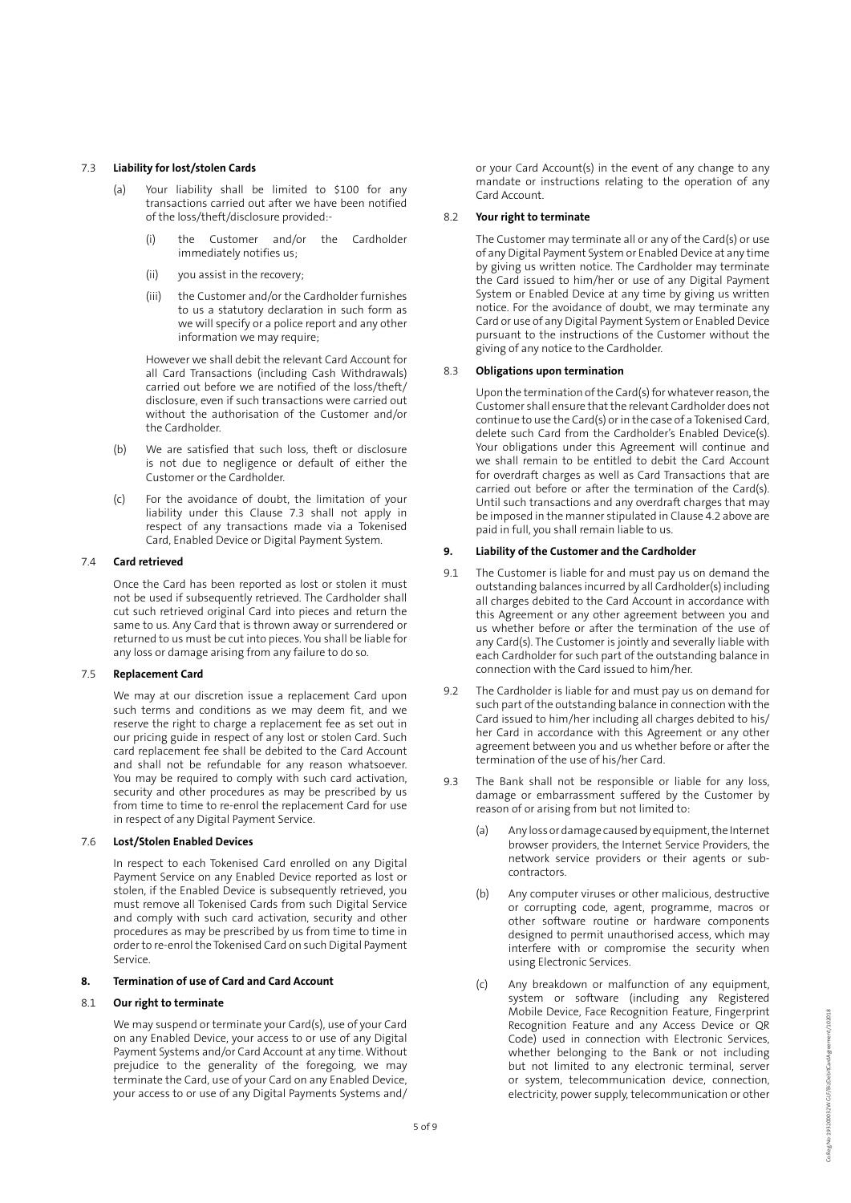### 7.3 Liability for lost/stolen Cards

(a) Your liability shall be limited to $100 for any transactions carried out after we have been notified of the loss/theft/disclosure provided:-

(i) the Customer and/or the Cardholder immediately notifies us;

(ii) you assist in the recovery;

(iii) the Customer and/or the Cardholder furnishes to us a statutory declaration in such form as we will specify or a police report and any other information we may require;

However we shall debit the relevant Card Account for all Card Transactions (including Cash Withdrawals) carried out before we are notified of the loss/theft/disclosure, even if such transactions were carried out without the authorisation of the Customer and/or the Cardholder.

(b) We are satisfied that such loss, theft or disclosure is not due to negligence or default of either the Customer or the Cardholder.

(c) For the avoidance of doubt, the limitation of your liability under this Clause 7.3 shall not apply in respect of any transactions made via a Tokenised Card, Enabled Device or Digital Payment System.

### 7.4 Card retrieved

Once the Card has been reported as lost or stolen it must not be used if subsequently retrieved. The Cardholder shall cut such retrieved original Card into pieces and return the same to us. Any Card that is thrown away or surrendered or returned to us must be cut into pieces. You shall be liable for any loss or damage arising from any failure to do so.

### 7.5 Replacement Card

We may at our discretion issue a replacement Card upon such terms and conditions as we may deem fit, and we reserve the right to charge a replacement fee as set out in our pricing guide in respect of any lost or stolen Card. Such card replacement fee shall be debited to the Card Account and shall not be refundable for any reason whatsoever. You may be required to comply with such card activation, security and other procedures as may be prescribed by us from time to time to re-enrol the replacement Card for use in respect of any Digital Payment Service.

### 7.6 Lost/Stolen Enabled Devices

In respect to each Tokenised Card enrolled on any Digital Payment Service on any Enabled Device reported as lost or stolen, if the Enabled Device is subsequently retrieved, you must remove all Tokenised Cards from such Digital Service and comply with such card activation, security and other procedures as may be prescribed by us from time to time in order to re-enrol the Tokenised Card on such Digital Payment Service.

## 8. Termination of use of Card and Card Account

### 8.1 Our right to terminate

We may suspend or terminate your Card(s), use of your Card on any Enabled Device, your access to or use of any Digital Payment Systems and/or Card Account at any time. Without prejudice to the generality of the foregoing, we may terminate the Card, use of your Card on any Enabled Device, your access to or use of any Digital Payments Systems and/or your Card Account(s) in the event of any change to any mandate or instructions relating to the operation of any Card Account.

### 8.2 Your right to terminate

The Customer may terminate all or any of the Card(s) or use of any Digital Payment System or Enabled Device at any time by giving us written notice. The Cardholder may terminate the Card issued to him/her or use of any Digital Payment System or Enabled Device at any time by giving us written notice. For the avoidance of doubt, we may terminate any Card or use of any Digital Payment System or Enabled Device pursuant to the instructions of the Customer without the giving of any notice to the Cardholder.

### 8.3 Obligations upon termination

Upon the termination of the Card(s) for whatever reason, the Customer shall ensure that the relevant Cardholder does not continue to use the Card(s) or in the case of a Tokenised Card, delete such Card from the Cardholder's Enabled Device(s). Your obligations under this Agreement will continue and we shall remain to be entitled to debit the Card Account for overdraft charges as well as Card Transactions that are carried out before or after the termination of the Card(s). Until such transactions and any overdraft charges that may be imposed in the manner stipulated in Clause 4.2 above are paid in full, you shall remain liable to us.

## 9. Liability of the Customer and the Cardholder

9.1 The Customer is liable for and must pay us on demand the outstanding balances incurred by all Cardholder(s) including all charges debited to the Card Account in accordance with this Agreement or any other agreement between you and us whether before or after the termination of the use of any Card(s). The Customer is jointly and severally liable with each Cardholder for such part of the outstanding balance in connection with the Card issued to him/her.

9.2 The Cardholder is liable for and must pay us on demand for such part of the outstanding balance in connection with the Card issued to him/her including all charges debited to his/her Card in accordance with this Agreement or any other agreement between you and us whether before or after the termination of the use of his/her Card.

9.3 The Bank shall not be responsible or liable for any loss, damage or embarrassment suffered by the Customer by reason of or arising from but not limited to:

(a) Any loss or damage caused by equipment, the Internet browser providers, the Internet Service Providers, the network service providers or their agents or sub-contractors.

(b) Any computer viruses or other malicious, destructive or corrupting code, agent, programme, macros or other software routine or hardware components designed to permit unauthorised access, which may interfere with or compromise the security when using Electronic Services.

(c) Any breakdown or malfunction of any equipment, system or software (including any Registered Mobile Device, Face Recognition Feature, Fingerprint Recognition Feature and any Access Device or QR Code) used in connection with Electronic Services, whether belonging to the Bank or not including but not limited to any electronic terminal, server or system, telecommunication device, connection, electricity, power supply, telecommunication or other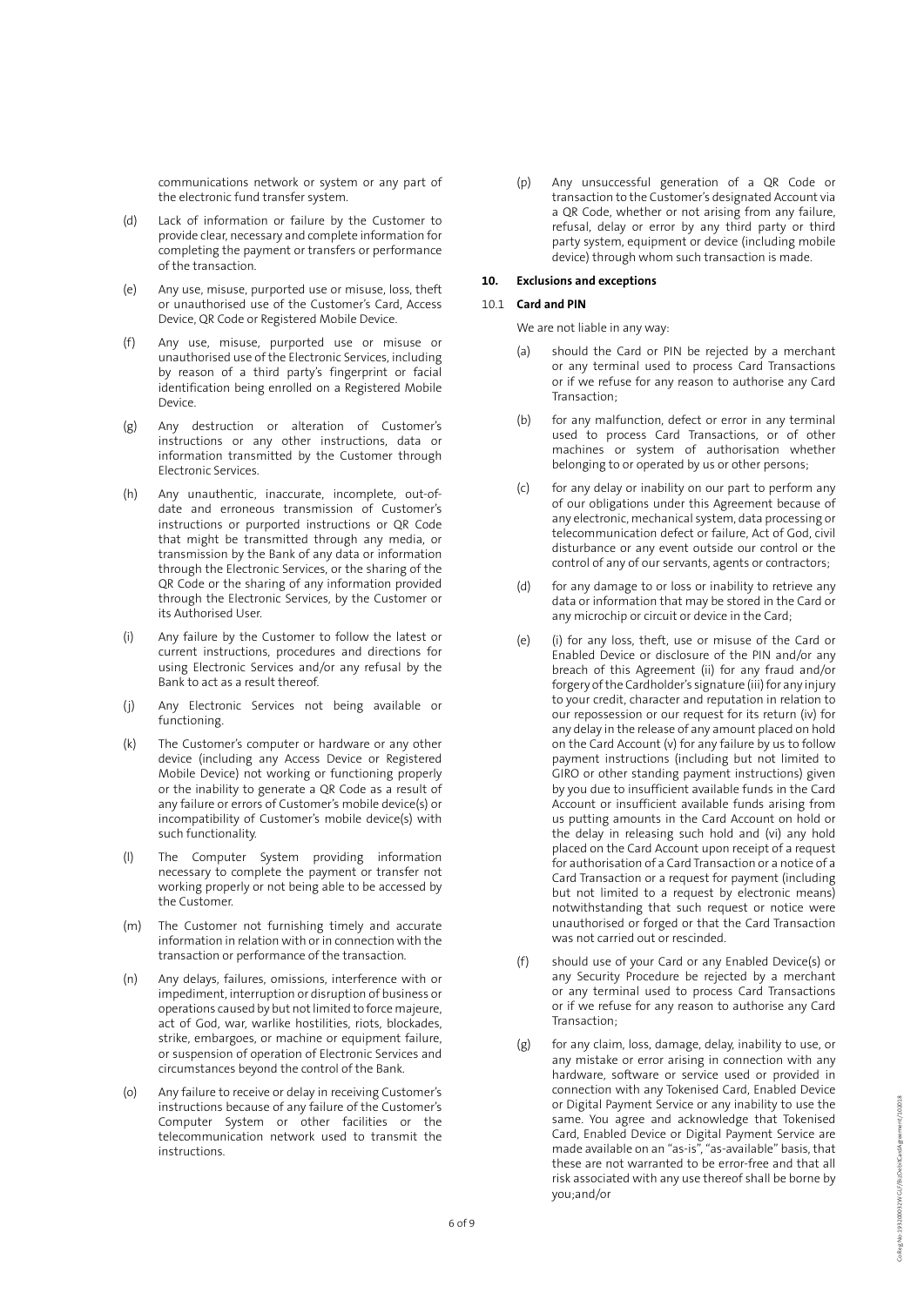communications network or system or any part of the electronic fund transfer system.

(d) Lack of information or failure by the Customer to provide clear, necessary and complete information for completing the payment or transfers or performance of the transaction.

(e) Any use, misuse, purported use or misuse, loss, theft or unauthorised use of the Customer's Card, Access Device, QR Code or Registered Mobile Device.

(f) Any use, misuse, purported use or misuse or unauthorised use of the Electronic Services, including by reason of a third party's fingerprint or facial identification being enrolled on a Registered Mobile Device.

(g) Any destruction or alteration of Customer's instructions or any other instructions, data or information transmitted by the Customer through Electronic Services.

(h) Any unauthentic, inaccurate, incomplete, out-of-date and erroneous transmission of Customer's instructions or purported instructions or QR Code that might be transmitted through any media, or transmission by the Bank of any data or information through the Electronic Services, or the sharing of the QR Code or the sharing of any information provided through the Electronic Services, by the Customer or its Authorised User.

(i) Any failure by the Customer to follow the latest or current instructions, procedures and directions for using Electronic Services and/or any refusal by the Bank to act as a result thereof.

(j) Any Electronic Services not being available or functioning.

(k) The Customer's computer or hardware or any other device (including any Access Device or Registered Mobile Device) not working or functioning properly or the inability to generate a QR Code as a result of any failure or errors of Customer's mobile device(s) or incompatibility of Customer's mobile device(s) with such functionality.

(l) The Computer System providing information necessary to complete the payment or transfer not working properly or not being able to be accessed by the Customer.

(m) The Customer not furnishing timely and accurate information in relation with or in connection with the transaction or performance of the transaction.

(n) Any delays, failures, omissions, interference with or impediment, interruption or disruption of business or operations caused by but not limited to force majeure, act of God, war, warlike hostilities, riots, blockades, strike, embargoes, or machine or equipment failure, or suspension of operation of Electronic Services and circumstances beyond the control of the Bank.

(o) Any failure to receive or delay in receiving Customer's instructions because of any failure of the Customer's Computer System or other facilities or the telecommunication network used to transmit the instructions.

(p) Any unsuccessful generation of a QR Code or transaction to the Customer's designated Account via a QR Code, whether or not arising from any failure, refusal, delay or error by any third party or third party system, equipment or device (including mobile device) through whom such transaction is made.

**10. Exclusions and exceptions**

10.1 **Card and PIN**

We are not liable in any way:

(a) should the Card or PIN be rejected by a merchant or any terminal used to process Card Transactions or if we refuse for any reason to authorise any Card Transaction;

(b) for any malfunction, defect or error in any terminal used to process Card Transactions, or of other machines or system of authorisation whether belonging to or operated by us or other persons;

(c) for any delay or inability on our part to perform any of our obligations under this Agreement because of any electronic, mechanical system, data processing or telecommunication defect or failure, Act of God, civil disturbance or any event outside our control or the control of any of our servants, agents or contractors;

(d) for any damage to or loss or inability to retrieve any data or information that may be stored in the Card or any microchip or circuit or device in the Card;

(e) (i) for any loss, theft, use or misuse of the Card or Enabled Device or disclosure of the PIN and/or any breach of this Agreement (ii) for any fraud and/or forgery of the Cardholder's signature (iii) for any injury to your credit, character and reputation in relation to our repossession or our request for its return (iv) for any delay in the release of any amount placed on hold on the Card Account (v) for any failure by us to follow payment instructions (including but not limited to GIRO or other standing payment instructions) given by you due to insufficient available funds in the Card Account or insufficient available funds arising from us putting amounts in the Card Account on hold or the delay in releasing such hold and (vi) any hold placed on the Card Account upon receipt of a request for authorisation of a Card Transaction or a notice of a Card Transaction or a request for payment (including but not limited to a request by electronic means) notwithstanding that such request or notice were unauthorised or forged or that the Card Transaction was not carried out or rescinded.

(f) should use of your Card or any Enabled Device(s) or any Security Procedure be rejected by a merchant or any terminal used to process Card Transactions or if we refuse for any reason to authorise any Card Transaction;

(g) for any claim, loss, damage, delay, inability to use, or any mistake or error arising in connection with any hardware, software or service used or provided in connection with any Tokenised Card, Enabled Device or Digital Payment Service or any inability to use the same. You agree and acknowledge that Tokenised Card, Enabled Device or Digital Payment Service are made available on an "as-is", "as-available" basis, that these are not warranted to be error-free and that all risk associated with any use thereof shall be borne by you;and/or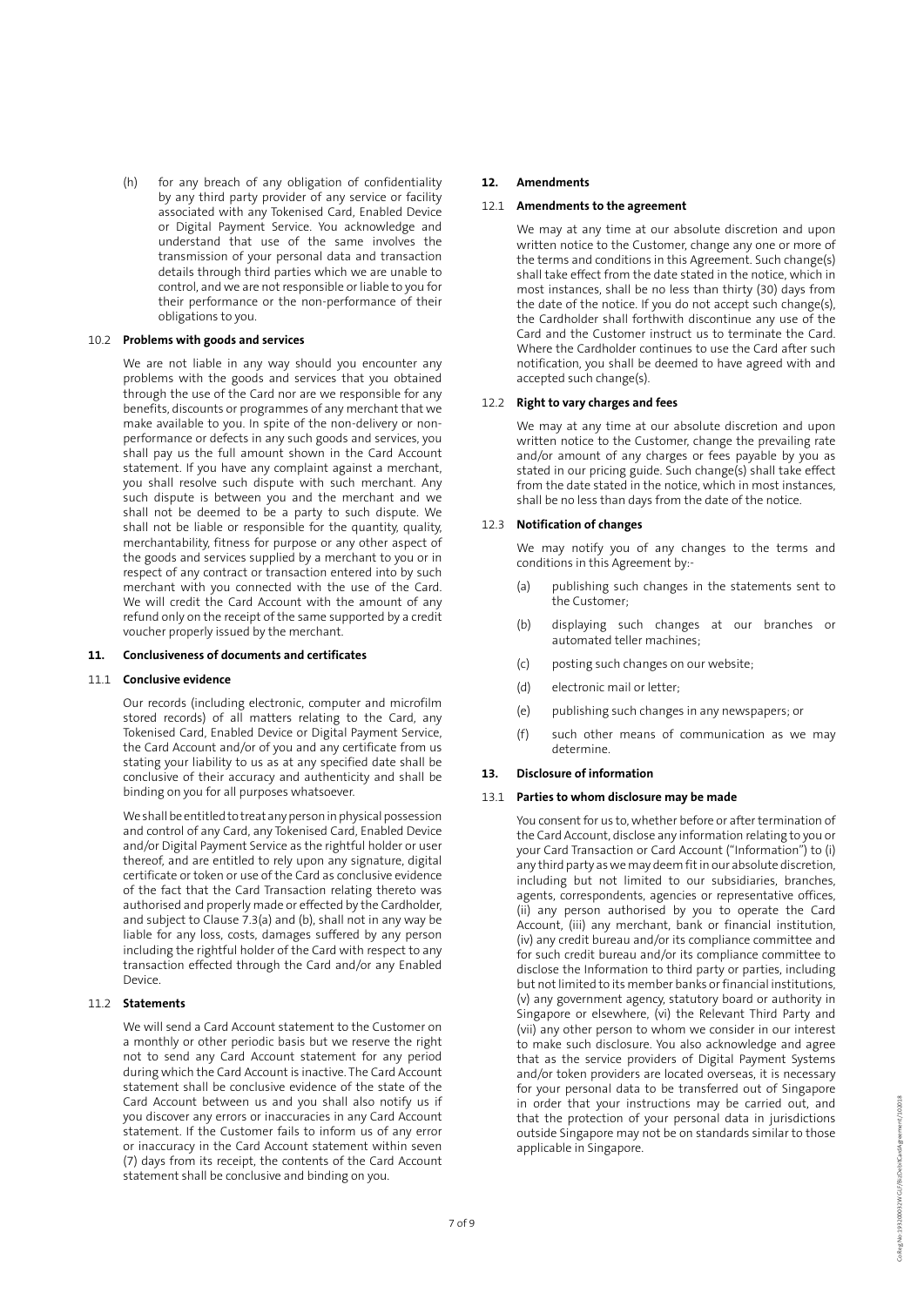(h) for any breach of any obligation of confidentiality by any third party provider of any service or facility associated with any Tokenised Card, Enabled Device or Digital Payment Service. You acknowledge and understand that use of the same involves the transmission of your personal data and transaction details through third parties which we are unable to control, and we are not responsible or liable to you for their performance or the non-performance of their obligations to you.

10.2 **Problems with goods and services**

We are not liable in any way should you encounter any problems with the goods and services that you obtained through the use of the Card nor are we responsible for any benefits, discounts or programmes of any merchant that we make available to you. In spite of the non-delivery or non-performance or defects in any such goods and services, you shall pay us the full amount shown in the Card Account statement. If you have any complaint against a merchant, you shall resolve such dispute with such merchant. Any such dispute is between you and the merchant and we shall not be deemed to be a party to such dispute. We shall not be liable or responsible for the quantity, quality, merchantability, fitness for purpose or any other aspect of the goods and services supplied by a merchant to you or in respect of any contract or transaction entered into by such merchant with you connected with the use of the Card. We will credit the Card Account with the amount of any refund only on the receipt of the same supported by a credit voucher properly issued by the merchant.

## 11. Conclusiveness of documents and certificates

11.1 **Conclusive evidence**

Our records (including electronic, computer and microfilm stored records) of all matters relating to the Card, any Tokenised Card, Enabled Device or Digital Payment Service, the Card Account and/or of you and any certificate from us stating your liability to us as at any specified date shall be conclusive of their accuracy and authenticity and shall be binding on you for all purposes whatsoever.

We shall be entitled to treat any person in physical possession and control of any Card, any Tokenised Card, Enabled Device and/or Digital Payment Service as the rightful holder or user thereof, and are entitled to rely upon any signature, digital certificate or token or use of the Card as conclusive evidence of the fact that the Card Transaction relating thereto was authorised and properly made or effected by the Cardholder, and subject to Clause 7.3(a) and (b), shall not in any way be liable for any loss, costs, damages suffered by any person including the rightful holder of the Card with respect to any transaction effected through the Card and/or any Enabled Device.

11.2 **Statements**

We will send a Card Account statement to the Customer on a monthly or other periodic basis but we reserve the right not to send any Card Account statement for any period during which the Card Account is inactive. The Card Account statement shall be conclusive evidence of the state of the Card Account between us and you shall also notify us if you discover any errors or inaccuracies in any Card Account statement. If the Customer fails to inform us of any error or inaccuracy in the Card Account statement within seven (7) days from its receipt, the contents of the Card Account statement shall be conclusive and binding on you.

## 12. Amendments

12.1 **Amendments to the agreement**

We may at any time at our absolute discretion and upon written notice to the Customer, change any one or more of the terms and conditions in this Agreement. Such change(s) shall take effect from the date stated in the notice, which in most instances, shall be no less than thirty (30) days from the date of the notice. If you do not accept such change(s), the Cardholder shall forthwith discontinue any use of the Card and the Customer instruct us to terminate the Card. Where the Cardholder continues to use the Card after such notification, you shall be deemed to have agreed with and accepted such change(s).

12.2 **Right to vary charges and fees**

We may at any time at our absolute discretion and upon written notice to the Customer, change the prevailing rate and/or amount of any charges or fees payable by you as stated in our pricing guide. Such change(s) shall take effect from the date stated in the notice, which in most instances, shall be no less than days from the date of the notice.

12.3 **Notification of changes**

We may notify you of any changes to the terms and conditions in this Agreement by:-

(a) publishing such changes in the statements sent to the Customer;

(b) displaying such changes at our branches or automated teller machines;

(c) posting such changes on our website;

(d) electronic mail or letter;

(e) publishing such changes in any newspapers; or

(f) such other means of communication as we may determine.

## 13. Disclosure of information

13.1 **Parties to whom disclosure may be made**

You consent for us to, whether before or after termination of the Card Account, disclose any information relating to you or your Card Transaction or Card Account ("Information") to (i) any third party as we may deem fit in our absolute discretion, including but not limited to our subsidiaries, branches, agents, correspondents, agencies or representative offices, (ii) any person authorised by you to operate the Card Account, (iii) any merchant, bank or financial institution, (iv) any credit bureau and/or its compliance committee and for such credit bureau and/or its compliance committee to disclose the Information to third party or parties, including but not limited to its member banks or financial institutions, (v) any government agency, statutory board or authority in Singapore or elsewhere, (vi) the Relevant Third Party and (vii) any other person to whom we consider in our interest to make such disclosure. You also acknowledge and agree that as the service providers of Digital Payment Systems and/or token providers are located overseas, it is necessary for your personal data to be transferred out of Singapore in order that your instructions may be carried out, and that the protection of your personal data in jurisdictions outside Singapore may not be on standards similar to those applicable in Singapore.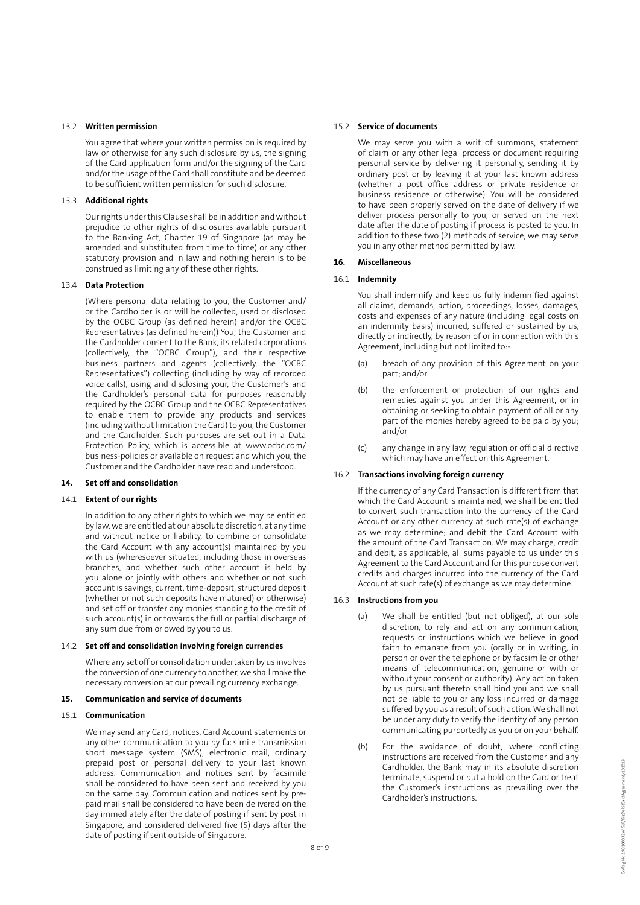### 13.2 **Written permission**

You agree that where your written permission is required by law or otherwise for any such disclosure by us, the signing of the Card application form and/or the signing of the Card and/or the usage of the Card shall constitute and be deemed to be sufficient written permission for such disclosure.

### 13.3 **Additional rights**

Our rights under this Clause shall be in addition and without prejudice to other rights of disclosures available pursuant to the Banking Act, Chapter 19 of Singapore (as may be amended and substituted from time to time) or any other statutory provision and in law and nothing herein is to be construed as limiting any of these other rights.

### 13.4 **Data Protection**

(Where personal data relating to you, the Customer and/or the Cardholder is or will be collected, used or disclosed by the OCBC Group (as defined herein) and/or the OCBC Representatives (as defined herein)) You, the Customer and the Cardholder consent to the Bank, its related corporations (collectively, the "OCBC Group"), and their respective business partners and agents (collectively, the "OCBC Representatives") collecting (including by way of recorded voice calls), using and disclosing your, the Customer's and the Cardholder's personal data for purposes reasonably required by the OCBC Group and the OCBC Representatives to enable them to provide any products and services (including without limitation the Card) to you, the Customer and the Cardholder. Such purposes are set out in a Data Protection Policy, which is accessible at www.ocbc.com/business-policies or available on request and which you, the Customer and the Cardholder have read and understood.

## 14. **Set off and consolidation**

### 14.1 **Extent of our rights**

In addition to any other rights to which we may be entitled by law, we are entitled at our absolute discretion, at any time and without notice or liability, to combine or consolidate the Card Account with any account(s) maintained by you with us (wheresoever situated, including those in overseas branches, and whether such other account is held by you alone or jointly with others and whether or not such account is savings, current, time-deposit, structured deposit (whether or not such deposits have matured) or otherwise) and set off or transfer any monies standing to the credit of such account(s) in or towards the full or partial discharge of any sum due from or owed by you to us.

### 14.2 **Set off and consolidation involving foreign currencies**

Where any set off or consolidation undertaken by us involves the conversion of one currency to another, we shall make the necessary conversion at our prevailing currency exchange.

## 15. **Communication and service of documents**

### 15.1 **Communication**

We may send any Card, notices, Card Account statements or any other communication to you by facsimile transmission short message system (SMS), electronic mail, ordinary prepaid post or personal delivery to your last known address. Communication and notices sent by facsimile shall be considered to have been sent and received by you on the same day. Communication and notices sent by pre-paid mail shall be considered to have been delivered on the day immediately after the date of posting if sent by post in Singapore, and considered delivered five (5) days after the date of posting if sent outside of Singapore.

### 15.2 **Service of documents**

We may serve you with a writ of summons, statement of claim or any other legal process or document requiring personal service by delivering it personally, sending it by ordinary post or by leaving it at your last known address (whether a post office address or private residence or business residence or otherwise). You will be considered to have been properly served on the date of delivery if we deliver process personally to you, or served on the next date after the date of posting if process is posted to you. In addition to these two (2) methods of service, we may serve you in any other method permitted by law.

## 16. **Miscellaneous**

### 16.1 **Indemnity**

You shall indemnify and keep us fully indemnified against all claims, demands, action, proceedings, losses, damages, costs and expenses of any nature (including legal costs on an indemnity basis) incurred, suffered or sustained by us, directly or indirectly, by reason of or in connection with this Agreement, including but not limited to:-

(a) breach of any provision of this Agreement on your part; and/or

(b) the enforcement or protection of our rights and remedies against you under this Agreement, or in obtaining or seeking to obtain payment of all or any part of the monies hereby agreed to be paid by you; and/or

(c) any change in any law, regulation or official directive which may have an effect on this Agreement.

### 16.2 **Transactions involving foreign currency**

If the currency of any Card Transaction is different from that which the Card Account is maintained, we shall be entitled to convert such transaction into the currency of the Card Account or any other currency at such rate(s) of exchange as we may determine; and debit the Card Account with the amount of the Card Transaction. We may charge, credit and debit, as applicable, all sums payable to us under this Agreement to the Card Account and for this purpose convert credits and charges incurred into the currency of the Card Account at such rate(s) of exchange as we may determine.

### 16.3 **Instructions from you**

(a) We shall be entitled (but not obliged), at our sole discretion, to rely and act on any communication, requests or instructions which we believe in good faith to emanate from you (orally or in writing, in person or over the telephone or by facsimile or other means of telecommunication, genuine or with or without your consent or authority). Any action taken by us pursuant thereto shall bind you and we shall not be liable to you or any loss incurred or damage suffered by you as a result of such action. We shall not be under any duty to verify the identity of any person communicating purportedly as you or on your behalf.

(b) For the avoidance of doubt, where conflicting instructions are received from the Customer and any Cardholder, the Bank may in its absolute discretion terminate, suspend or put a hold on the Card or treat the Customer's instructions as prevailing over the Cardholder's instructions.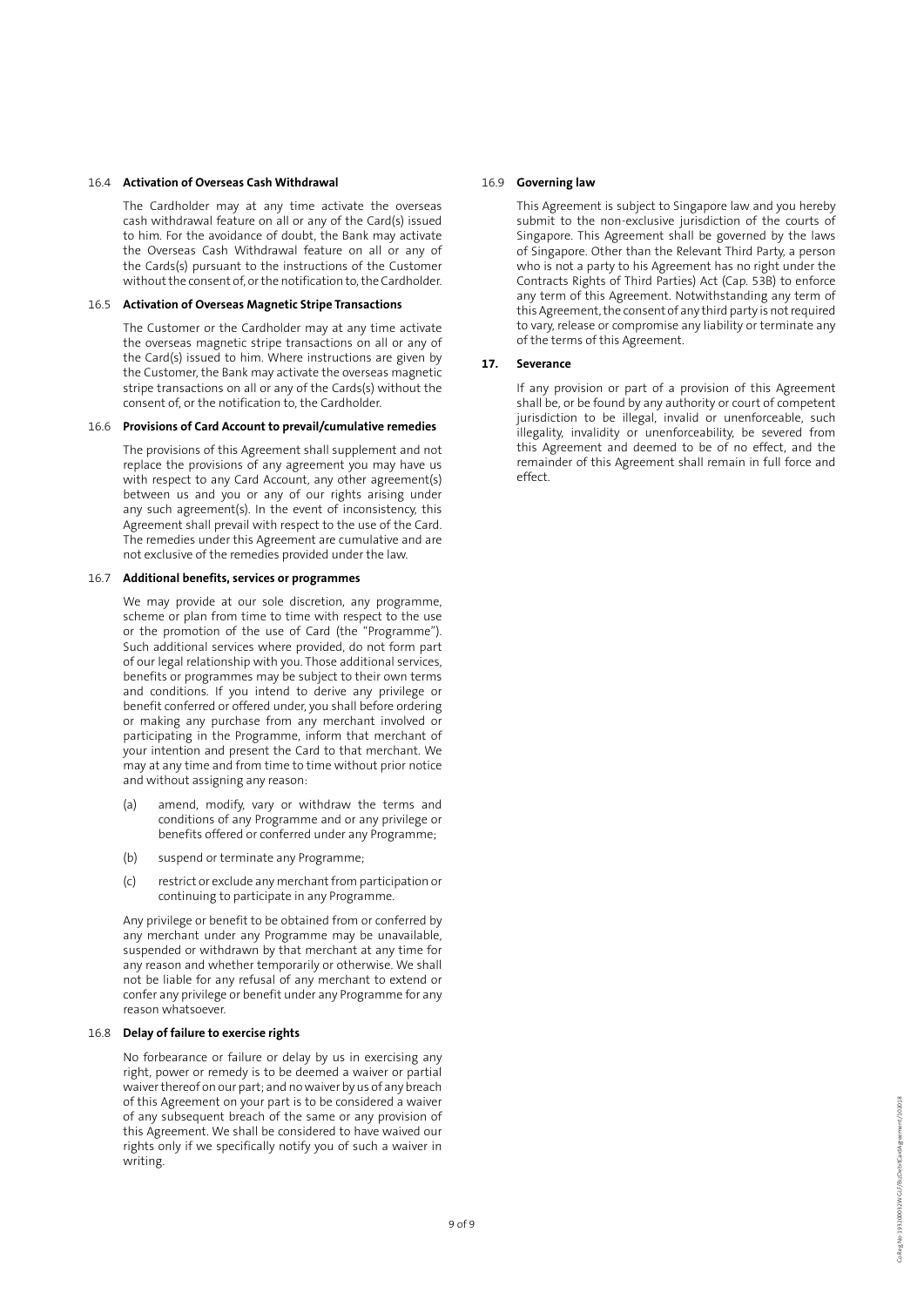### 16.4 Activation of Overseas Cash Withdrawal

The Cardholder may at any time activate the overseas cash withdrawal feature on all or any of the Card(s) issued to him. For the avoidance of doubt, the Bank may activate the Overseas Cash Withdrawal feature on all or any of the Cards(s) pursuant to the instructions of the Customer without the consent of, or the notification to, the Cardholder.

### 16.5 Activation of Overseas Magnetic Stripe Transactions

The Customer or the Cardholder may at any time activate the overseas magnetic stripe transactions on all or any of the Card(s) issued to him. Where instructions are given by the Customer, the Bank may activate the overseas magnetic stripe transactions on all or any of the Cards(s) without the consent of, or the notification to, the Cardholder.

### 16.6 Provisions of Card Account to prevail/cumulative remedies

The provisions of this Agreement shall supplement and not replace the provisions of any agreement you may have us with respect to any Card Account, any other agreement(s) between us and you or any of our rights arising under any such agreement(s). In the event of inconsistency, this Agreement shall prevail with respect to the use of the Card. The remedies under this Agreement are cumulative and are not exclusive of the remedies provided under the law.

### 16.7 Additional benefits, services or programmes

We may provide at our sole discretion, any programme, scheme or plan from time to time with respect to the use or the promotion of the use of Card (the "Programme"). Such additional services where provided, do not form part of our legal relationship with you. Those additional services, benefits or programmes may be subject to their own terms and conditions. If you intend to derive any privilege or benefit conferred or offered under, you shall before ordering or making any purchase from any merchant involved or participating in the Programme, inform that merchant of your intention and present the Card to that merchant. We may at any time and from time to time without prior notice and without assigning any reason:

(a) amend, modify, vary or withdraw the terms and conditions of any Programme and or any privilege or benefits offered or conferred under any Programme;

(b) suspend or terminate any Programme;

(c) restrict or exclude any merchant from participation or continuing to participate in any Programme.

Any privilege or benefit to be obtained from or conferred by any merchant under any Programme may be unavailable, suspended or withdrawn by that merchant at any time for any reason and whether temporarily or otherwise. We shall not be liable for any refusal of any merchant to extend or confer any privilege or benefit under any Programme for any reason whatsoever.

### 16.8 Delay of failure to exercise rights

No forbearance or failure or delay by us in exercising any right, power or remedy is to be deemed a waiver or partial waiver thereof on our part; and no waiver by us of any breach of this Agreement on your part is to be considered a waiver of any subsequent breach of the same or any provision of this Agreement. We shall be considered to have waived our rights only if we specifically notify you of such a waiver in writing.

### 16.9 Governing law

This Agreement is subject to Singapore law and you hereby submit to the non-exclusive jurisdiction of the courts of Singapore. This Agreement shall be governed by the laws of Singapore. Other than the Relevant Third Party, a person who is not a party to his Agreement has no right under the Contracts Rights of Third Parties) Act (Cap. 53B) to enforce any term of this Agreement. Notwithstanding any term of this Agreement, the consent of any third party is not required to vary, release or compromise any liability or terminate any of the terms of this Agreement.

## 17. Severance

If any provision or part of a provision of this Agreement shall be, or be found by any authority or court of competent jurisdiction to be illegal, invalid or unenforceable, such illegality, invalidity or unenforceability, be severed from this Agreement and deemed to be of no effect, and the remainder of this Agreement shall remain in full force and effect.